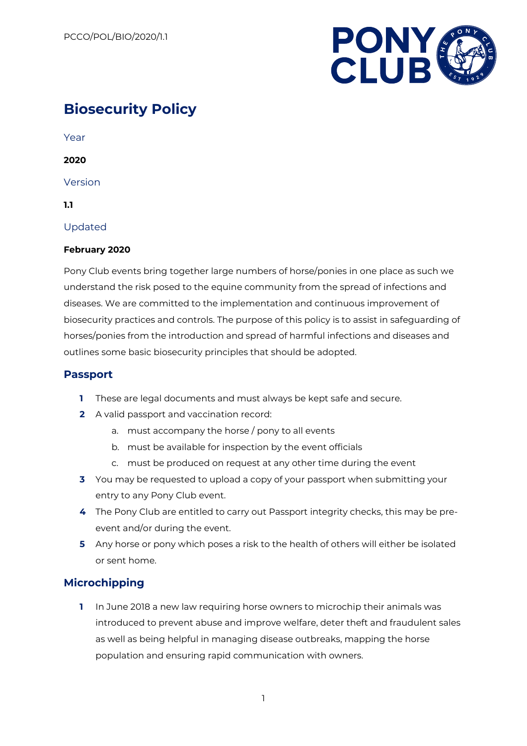PCCO/POL/BIO/2020/1.1

# Biosecurity Policy

Year

**2020**

Version

**1.1**

Updated

**February 2020**

Pony Club events bring together large numbers of horse/ponies in one place as such we understand the risk posed to the equine community from the spread of infections and diseases. We are committed to the implementation and continuous improvement of biosecurity practices and controls. The purpose of this policy is to assist in safeguarding of horses/ponies from the introduction and spread of harmful infections and diseases and outlines some basic biosecurity principles that should be adopted.

## Passport

1. These are legal documents and must always be kept safe and secure.
2. A valid passport and vaccination record:
   a. must accompany the horse / pony to all events
   b. must be available for inspection by the event officials
   c. must be produced on request at any other time during the event
3. You may be requested to upload a copy of your passport when submitting your entry to any Pony Club event.
4. The Pony Club are entitled to carry out Passport integrity checks, this may be pre-event and/or during the event.
5. Any horse or pony which poses a risk to the health of others will either be isolated or sent home.

## Microchipping

1. In June 2018 a new law requiring horse owners to microchip their animals was introduced to prevent abuse and improve welfare, deter theft and fraudulent sales as well as being helpful in managing disease outbreaks, mapping the horse population and ensuring rapid communication with owners.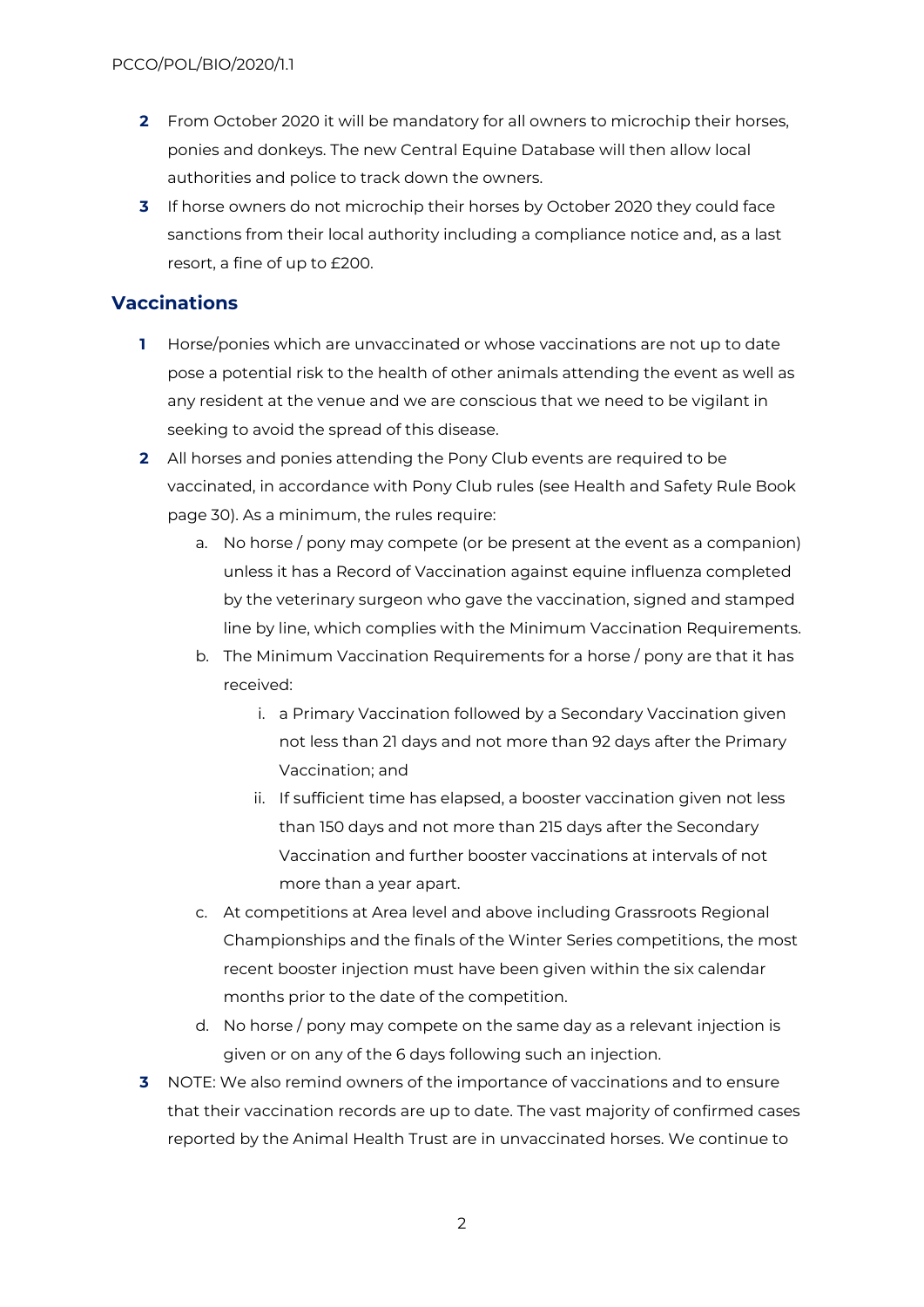2 From October 2020 it will be mandatory for all owners to microchip their horses, ponies and donkeys. The new Central Equine Database will then allow local authorities and police to track down the owners.

3 If horse owners do not microchip their horses by October 2020 they could face sanctions from their local authority including a compliance notice and, as a last resort, a fine of up to £200.

## Vaccinations

1 Horse/ponies which are unvaccinated or whose vaccinations are not up to date pose a potential risk to the health of other animals attending the event as well as any resident at the venue and we are conscious that we need to be vigilant in seeking to avoid the spread of this disease.

2 All horses and ponies attending the Pony Club events are required to be vaccinated, in accordance with Pony Club rules (see Health and Safety Rule Book page 30). As a minimum, the rules require:

   a. No horse / pony may compete (or be present at the event as a companion) unless it has a Record of Vaccination against equine influenza completed by the veterinary surgeon who gave the vaccination, signed and stamped line by line, which complies with the Minimum Vaccination Requirements.

   b. The Minimum Vaccination Requirements for a horse / pony are that it has received:

      i. a Primary Vaccination followed by a Secondary Vaccination given not less than 21 days and not more than 92 days after the Primary Vaccination; and

      ii. If sufficient time has elapsed, a booster vaccination given not less than 150 days and not more than 215 days after the Secondary Vaccination and further booster vaccinations at intervals of not more than a year apart.

   c. At competitions at Area level and above including Grassroots Regional Championships and the finals of the Winter Series competitions, the most recent booster injection must have been given within the six calendar months prior to the date of the competition.

   d. No horse / pony may compete on the same day as a relevant injection is given or on any of the 6 days following such an injection.

3 NOTE: We also remind owners of the importance of vaccinations and to ensure that their vaccination records are up to date. The vast majority of confirmed cases reported by the Animal Health Trust are in unvaccinated horses. We continue to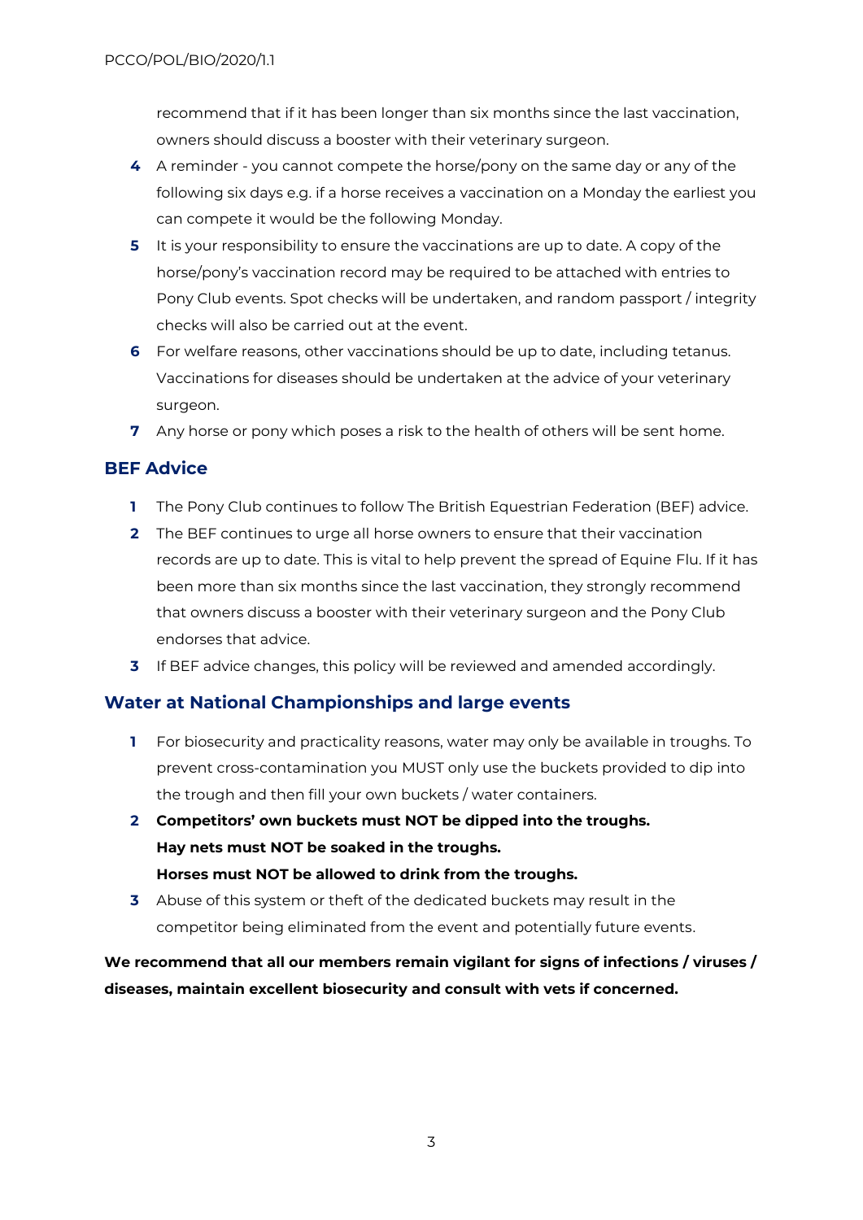recommend that if it has been longer than six months since the last vaccination, owners should discuss a booster with their veterinary surgeon.

4. A reminder - you cannot compete the horse/pony on the same day or any of the following six days e.g. if a horse receives a vaccination on a Monday the earliest you can compete it would be the following Monday.
5. It is your responsibility to ensure the vaccinations are up to date. A copy of the horse/pony's vaccination record may be required to be attached with entries to Pony Club events. Spot checks will be undertaken, and random passport / integrity checks will also be carried out at the event.
6. For welfare reasons, other vaccinations should be up to date, including tetanus. Vaccinations for diseases should be undertaken at the advice of your veterinary surgeon.
7. Any horse or pony which poses a risk to the health of others will be sent home.

## BEF Advice

1. The Pony Club continues to follow The British Equestrian Federation (BEF) advice.
2. The BEF continues to urge all horse owners to ensure that their vaccination records are up to date. This is vital to help prevent the spread of Equine Flu. If it has been more than six months since the last vaccination, they strongly recommend that owners discuss a booster with their veterinary surgeon and the Pony Club endorses that advice.
3. If BEF advice changes, this policy will be reviewed and amended accordingly.

## Water at National Championships and large events

1. For biosecurity and practicality reasons, water may only be available in troughs. To prevent cross-contamination you MUST only use the buckets provided to dip into the trough and then fill your own buckets / water containers.
2. **Competitors' own buckets must NOT be dipped into the troughs.**
   **Hay nets must NOT be soaked in the troughs.**
   **Horses must NOT be allowed to drink from the troughs.**
3. Abuse of this system or theft of the dedicated buckets may result in the competitor being eliminated from the event and potentially future events.

**We recommend that all our members remain vigilant for signs of infections / viruses / diseases, maintain excellent biosecurity and consult with vets if concerned.**